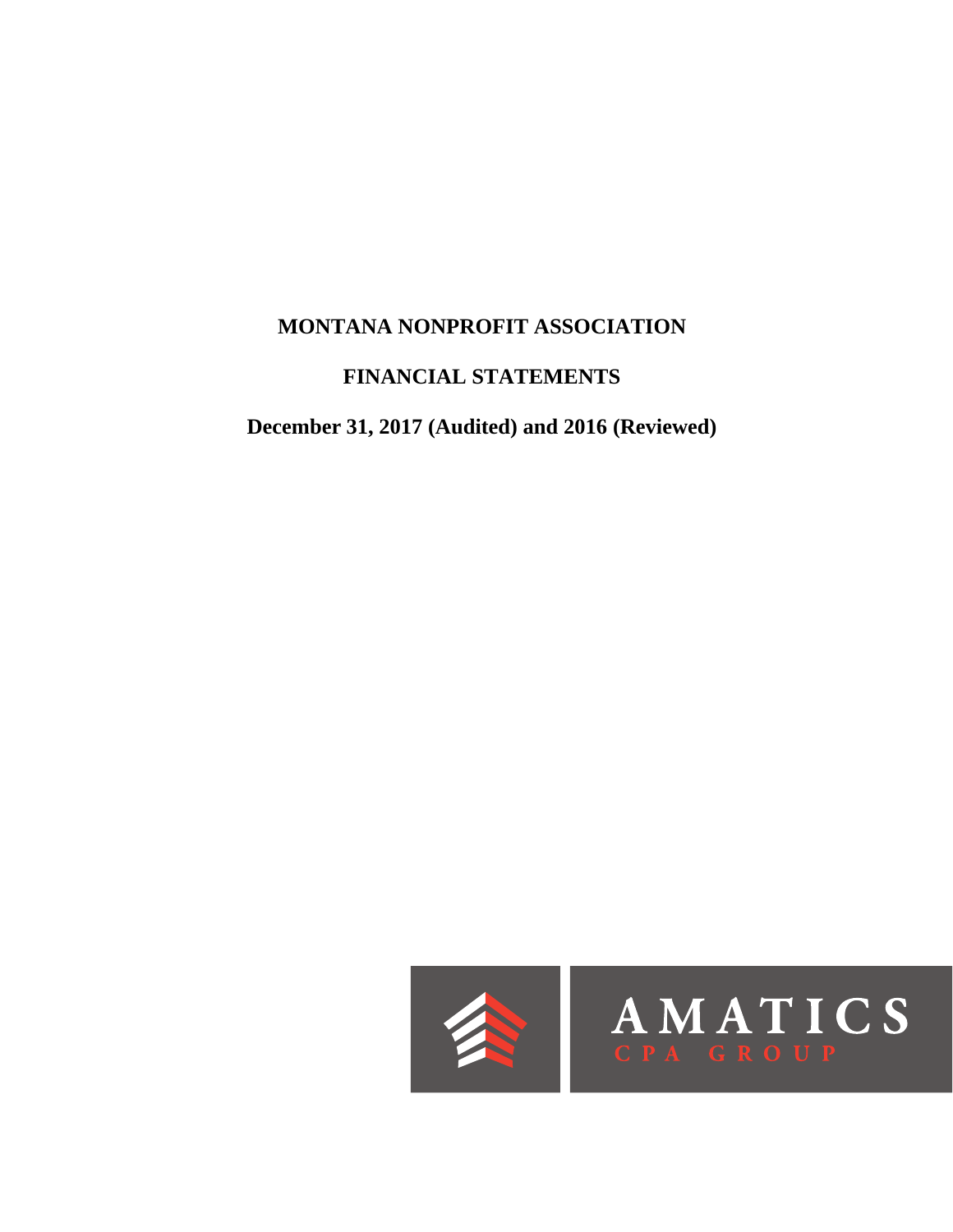# MONTANA NONPROFIT ASSOCIATION

## FINANCIAL STATEMENTS

### December 31, 2017 (Audited) and 2016 (Reviewed)

AMATICS
CPA GROUP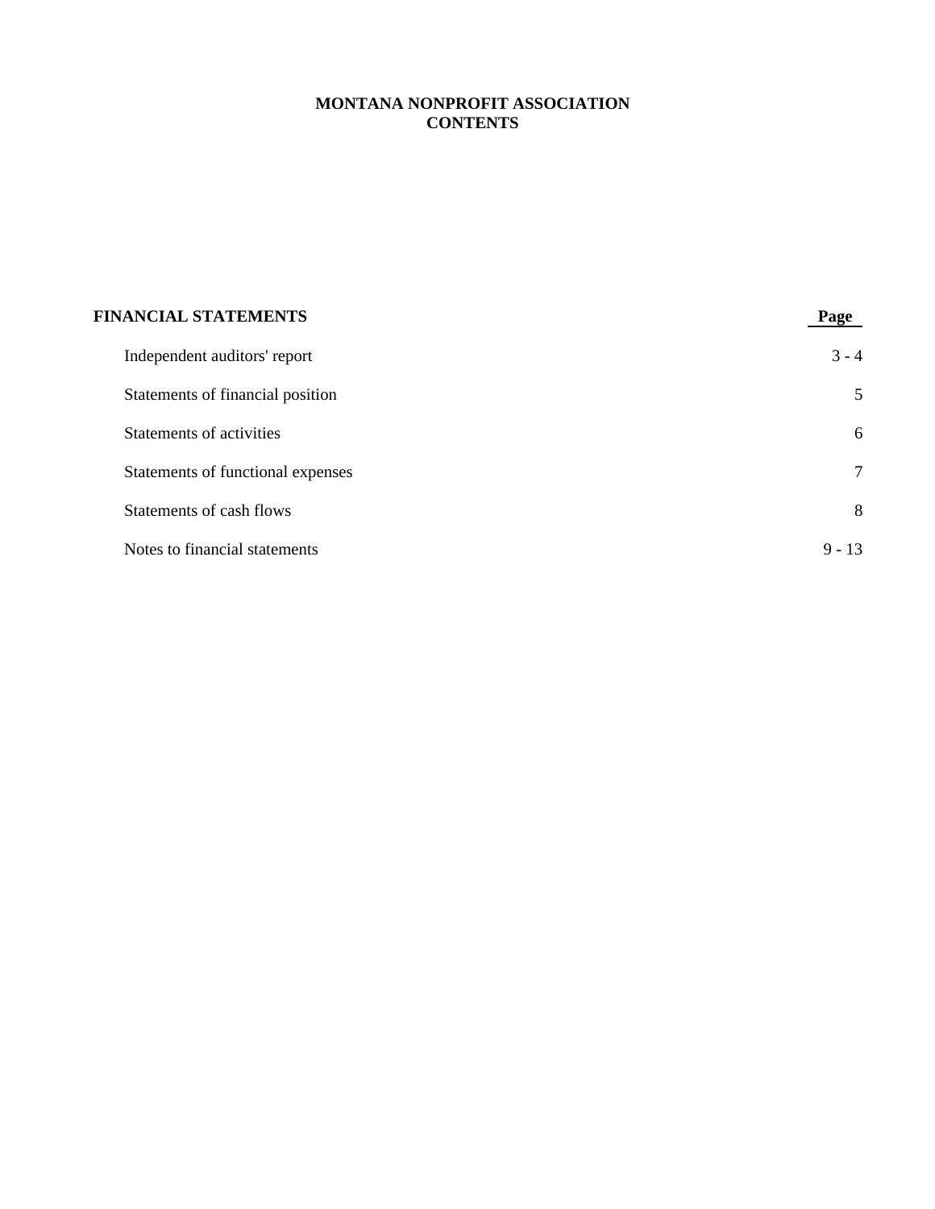# MONTANA NONPROFIT ASSOCIATION
## CONTENTS

| FINANCIAL STATEMENTS | Page |
|---|---|
| Independent auditors' report | 3 - 4 |
| Statements of financial position | 5 |
| Statements of activities | 6 |
| Statements of functional expenses | 7 |
| Statements of cash flows | 8 |
| Notes to financial statements | 9 - 13 |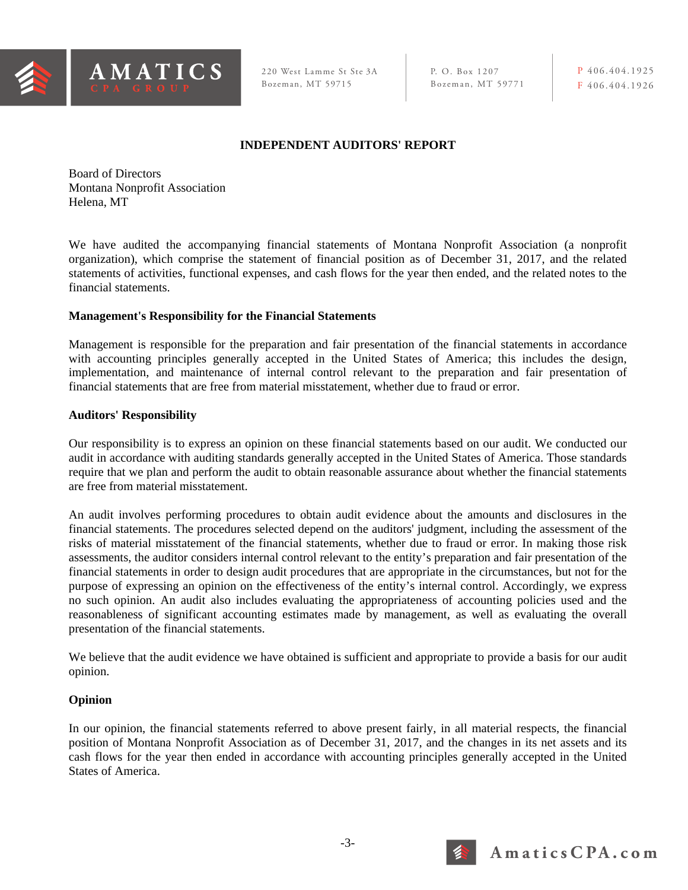# INDEPENDENT AUDITORS' REPORT

Board of Directors
Montana Nonprofit Association
Helena, MT

We have audited the accompanying financial statements of Montana Nonprofit Association (a nonprofit organization), which comprise the statement of financial position as of December 31, 2017, and the related statements of activities, functional expenses, and cash flows for the year then ended, and the related notes to the financial statements.

## Management's Responsibility for the Financial Statements

Management is responsible for the preparation and fair presentation of the financial statements in accordance with accounting principles generally accepted in the United States of America; this includes the design, implementation, and maintenance of internal control relevant to the preparation and fair presentation of financial statements that are free from material misstatement, whether due to fraud or error.

## Auditors' Responsibility

Our responsibility is to express an opinion on these financial statements based on our audit. We conducted our audit in accordance with auditing standards generally accepted in the United States of America. Those standards require that we plan and perform the audit to obtain reasonable assurance about whether the financial statements are free from material misstatement.

An audit involves performing procedures to obtain audit evidence about the amounts and disclosures in the financial statements. The procedures selected depend on the auditors' judgment, including the assessment of the risks of material misstatement of the financial statements, whether due to fraud or error. In making those risk assessments, the auditor considers internal control relevant to the entity's preparation and fair presentation of the financial statements in order to design audit procedures that are appropriate in the circumstances, but not for the purpose of expressing an opinion on the effectiveness of the entity's internal control. Accordingly, we express no such opinion. An audit also includes evaluating the appropriateness of accounting policies used and the reasonableness of significant accounting estimates made by management, as well as evaluating the overall presentation of the financial statements.

We believe that the audit evidence we have obtained is sufficient and appropriate to provide a basis for our audit opinion.

## Opinion

In our opinion, the financial statements referred to above present fairly, in all material respects, the financial position of Montana Nonprofit Association as of December 31, 2017, and the changes in its net assets and its cash flows for the year then ended in accordance with accounting principles generally accepted in the United States of America.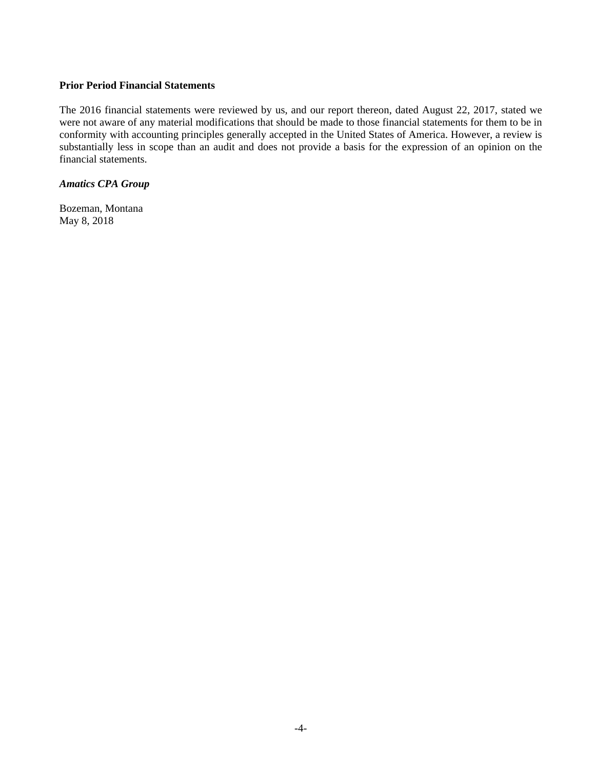**Prior Period Financial Statements**

The 2016 financial statements were reviewed by us, and our report thereon, dated August 22, 2017, stated we were not aware of any material modifications that should be made to those financial statements for them to be in conformity with accounting principles generally accepted in the United States of America. However, a review is substantially less in scope than an audit and does not provide a basis for the expression of an opinion on the financial statements.

***Amatics CPA Group***

Bozeman, Montana
May 8, 2018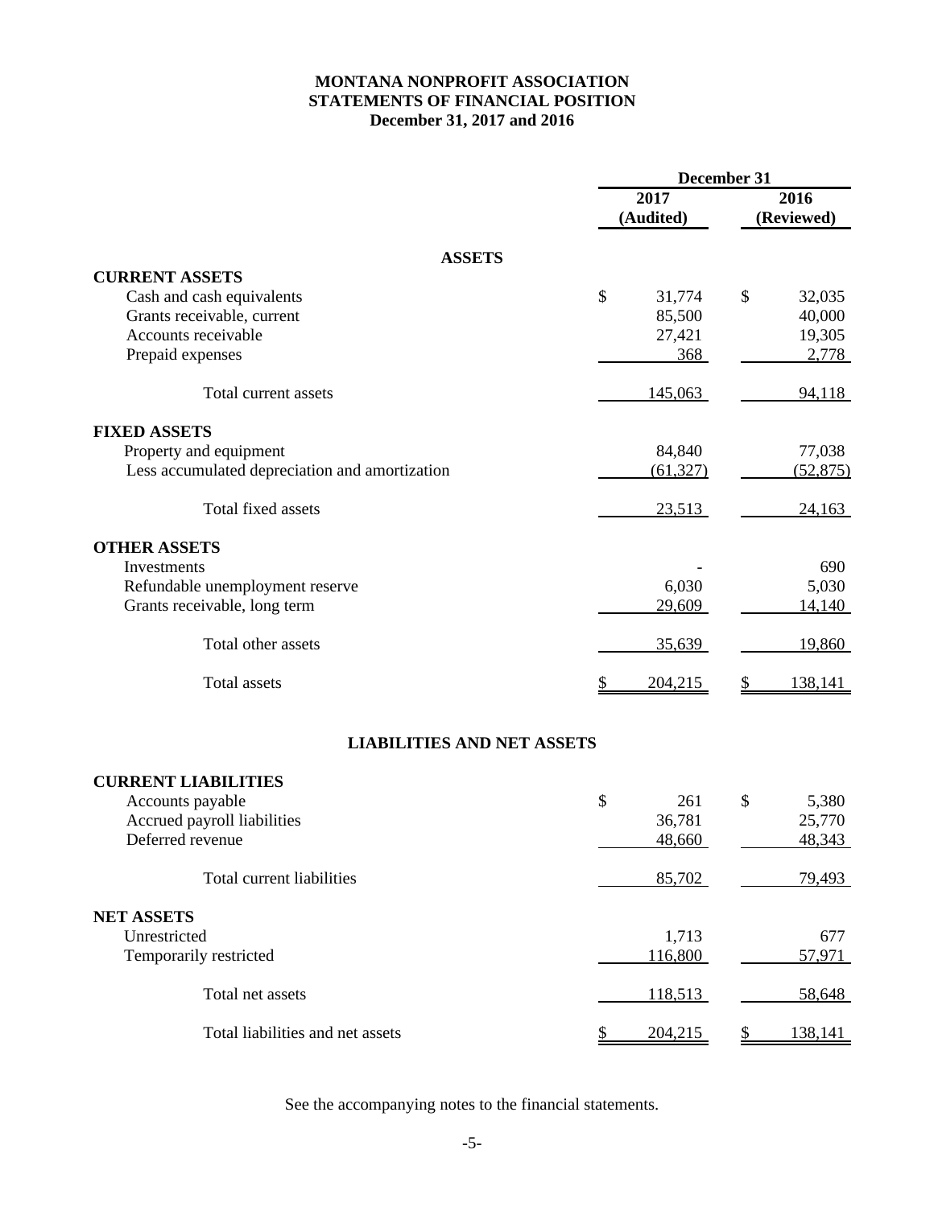# MONTANA NONPROFIT ASSOCIATION
## STATEMENTS OF FINANCIAL POSITION
### December 31, 2017 and 2016

| | December 31 | |
|---|---|---|
| | **2017 (Audited)** | **2016 (Reviewed)** |
| **ASSETS** | | |
| **CURRENT ASSETS** | | |
| Cash and cash equivalents | $ 31,774 | $ 32,035 |
| Grants receivable, current | 85,500 | 40,000 |
| Accounts receivable | 27,421 | 19,305 |
| Prepaid expenses | 368 | 2,778 |
| Total current assets | 145,063 | 94,118 |
| **FIXED ASSETS** | | |
| Property and equipment | 84,840 | 77,038 |
| Less accumulated depreciation and amortization | (61,327) | (52,875) |
| Total fixed assets | 23,513 | 24,163 |
| **OTHER ASSETS** | | |
| Investments | - | 690 |
| Refundable unemployment reserve | 6,030 | 5,030 |
| Grants receivable, long term | 29,609 | 14,140 |
| Total other assets | 35,639 | 19,860 |
| Total assets | $ 204,215 | $ 138,141 |
| **LIABILITIES AND NET ASSETS** | | |
| **CURRENT LIABILITIES** | | |
| Accounts payable | $ 261 | $ 5,380 |
| Accrued payroll liabilities | 36,781 | 25,770 |
| Deferred revenue | 48,660 | 48,343 |
| Total current liabilities | 85,702 | 79,493 |
| **NET ASSETS** | | |
| Unrestricted | 1,713 | 677 |
| Temporarily restricted | 116,800 | 57,971 |
| Total net assets | 118,513 | 58,648 |
| Total liabilities and net assets | $ 204,215 | $ 138,141 |

See the accompanying notes to the financial statements.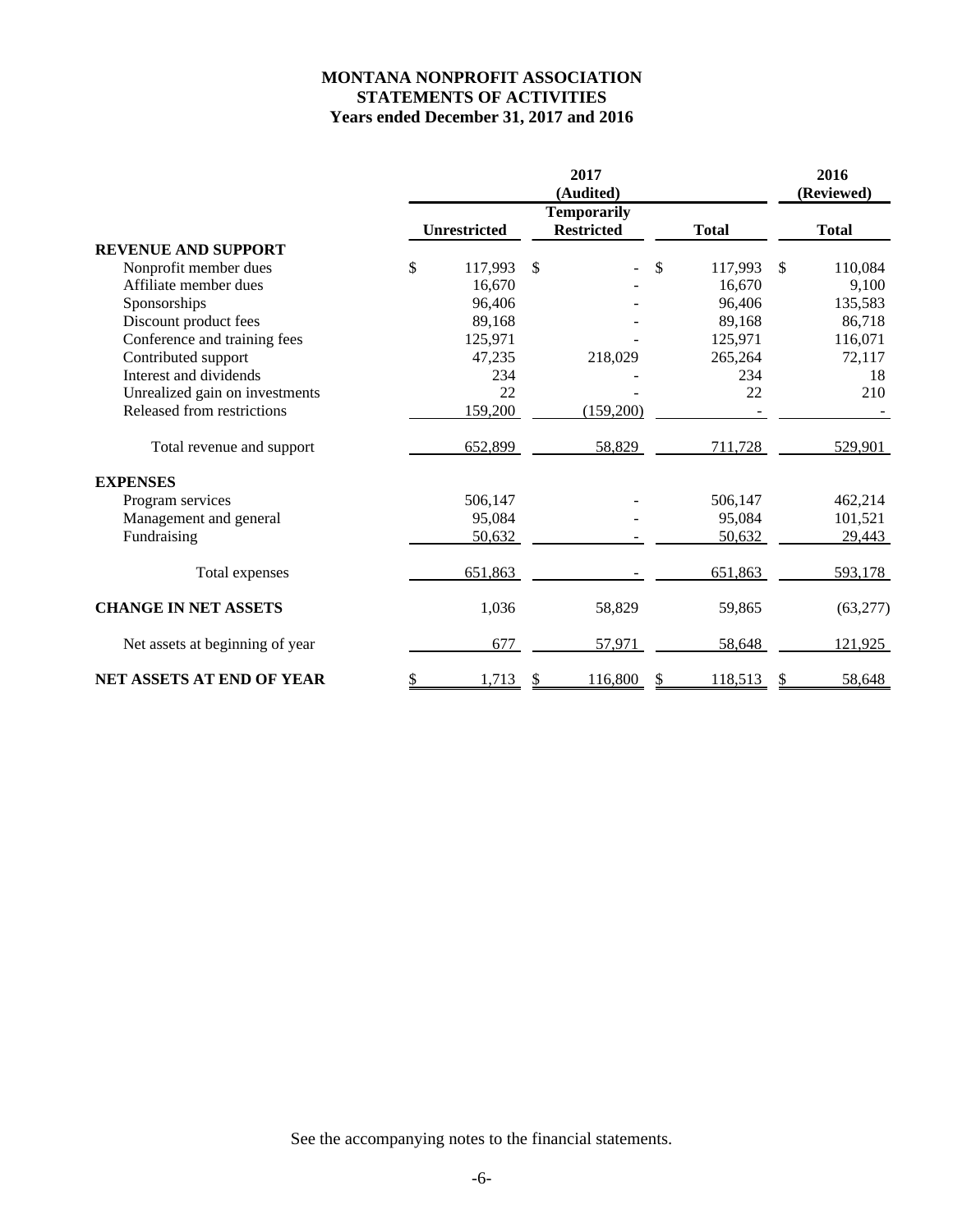# MONTANA NONPROFIT ASSOCIATION
## STATEMENTS OF ACTIVITIES
### Years ended December 31, 2017 and 2016

| | 2017 (Audited) | | | 2016 (Reviewed) |
|---|---|---|---|---|
| | Unrestricted | Temporarily Restricted | Total | Total |
| **REVENUE AND SUPPORT** | | | | |
| Nonprofit member dues | $ 117,993 | $ - | $ 117,993 | $ 110,084 |
| Affiliate member dues | 16,670 | - | 16,670 | 9,100 |
| Sponsorships | 96,406 | - | 96,406 | 135,583 |
| Discount product fees | 89,168 | - | 89,168 | 86,718 |
| Conference and training fees | 125,971 | - | 125,971 | 116,071 |
| Contributed support | 47,235 | 218,029 | 265,264 | 72,117 |
| Interest and dividends | 234 | - | 234 | 18 |
| Unrealized gain on investments | 22 | - | 22 | 210 |
| Released from restrictions | 159,200 | (159,200) | - | - |
| Total revenue and support | 652,899 | 58,829 | 711,728 | 529,901 |
| **EXPENSES** | | | | |
| Program services | 506,147 | - | 506,147 | 462,214 |
| Management and general | 95,084 | - | 95,084 | 101,521 |
| Fundraising | 50,632 | - | 50,632 | 29,443 |
| Total expenses | 651,863 | - | 651,863 | 593,178 |
| **CHANGE IN NET ASSETS** | 1,036 | 58,829 | 59,865 | (63,277) |
| Net assets at beginning of year | 677 | 57,971 | 58,648 | 121,925 |
| **NET ASSETS AT END OF YEAR** | $ 1,713 | $ 116,800 | $ 118,513 | $ 58,648 |

See the accompanying notes to the financial statements.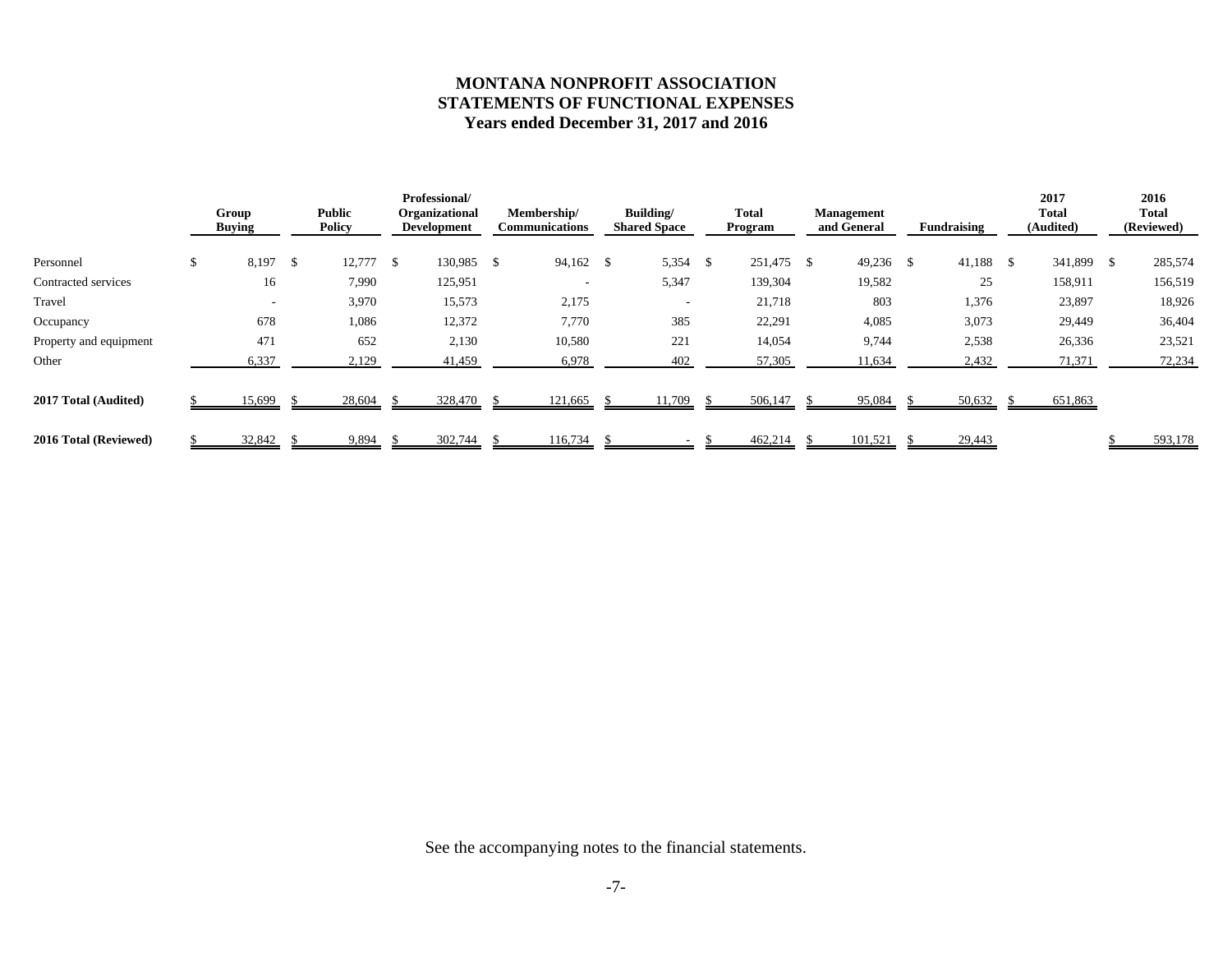# MONTANA NONPROFIT ASSOCIATION
## STATEMENTS OF FUNCTIONAL EXPENSES
### Years ended December 31, 2017 and 2016

| | Group Buying | Public Policy | Professional/ Organizational Development | Membership/ Communications | Building/ Shared Space | Total Program | Management and General | Fundraising | 2017 Total (Audited) | 2016 Total (Reviewed) |
|---|---|---|---|---|---|---|---|---|---|---|
| Personnel | $ 8,197 | $ 12,777 | $ 130,985 | $ 94,162 | $ 5,354 | $ 251,475 | $ 49,236 | $ 41,188 | $ 341,899 | $ 285,574 |
| Contracted services | 16 | 7,990 | 125,951 | - | 5,347 | 139,304 | 19,582 | 25 | 158,911 | 156,519 |
| Travel | - | 3,970 | 15,573 | 2,175 | - | 21,718 | 803 | 1,376 | 23,897 | 18,926 |
| Occupancy | 678 | 1,086 | 12,372 | 7,770 | 385 | 22,291 | 4,085 | 3,073 | 29,449 | 36,404 |
| Property and equipment | 471 | 652 | 2,130 | 10,580 | 221 | 14,054 | 9,744 | 2,538 | 26,336 | 23,521 |
| Other | 6,337 | 2,129 | 41,459 | 6,978 | 402 | 57,305 | 11,634 | 2,432 | 71,371 | 72,234 |
| **2017 Total (Audited)** | $ 15,699 | $ 28,604 | $ 328,470 | $ 121,665 | $ 11,709 | $ 506,147 | $ 95,084 | $ 50,632 | $ 651,863 | |
| **2016 Total (Reviewed)** | $ 32,842 | $ 9,894 | $ 302,744 | $ 116,734 | $ - | $ 462,214 | $ 101,521 | $ 29,443 | | $ 593,178 |

See the accompanying notes to the financial statements.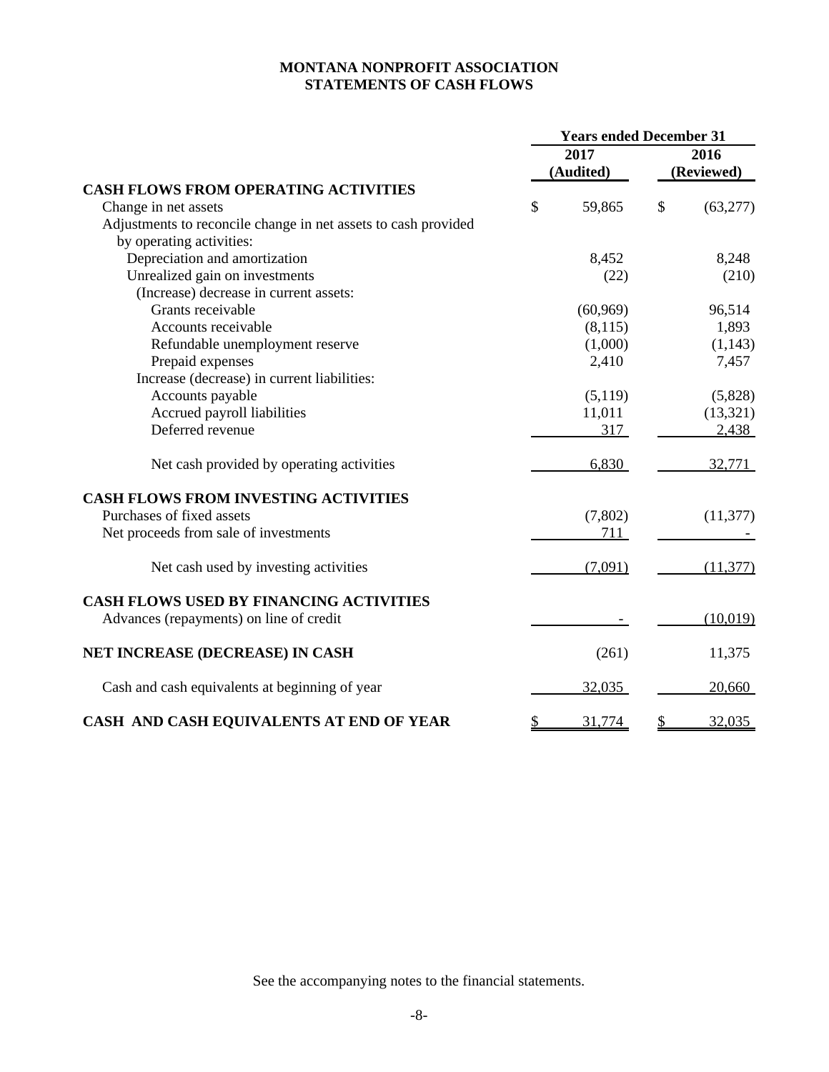# MONTANA NONPROFIT ASSOCIATION
## STATEMENTS OF CASH FLOWS

| | Years ended December 31 | |
|---|---|---|
| | 2017 (Audited) | 2016 (Reviewed) |
| **CASH FLOWS FROM OPERATING ACTIVITIES** | | |
| Change in net assets | $ 59,865 | $ (63,277) |
| Adjustments to reconcile change in net assets to cash provided by operating activities: | | |
| Depreciation and amortization | 8,452 | 8,248 |
| Unrealized gain on investments | (22) | (210) |
| (Increase) decrease in current assets: | | |
| Grants receivable | (60,969) | 96,514 |
| Accounts receivable | (8,115) | 1,893 |
| Refundable unemployment reserve | (1,000) | (1,143) |
| Prepaid expenses | 2,410 | 7,457 |
| Increase (decrease) in current liabilities: | | |
| Accounts payable | (5,119) | (5,828) |
| Accrued payroll liabilities | 11,011 | (13,321) |
| Deferred revenue | 317 | 2,438 |
| Net cash provided by operating activities | 6,830 | 32,771 |
| **CASH FLOWS FROM INVESTING ACTIVITIES** | | |
| Purchases of fixed assets | (7,802) | (11,377) |
| Net proceeds from sale of investments | 711 | - |
| Net cash used by investing activities | (7,091) | (11,377) |
| **CASH FLOWS USED BY FINANCING ACTIVITIES** | | |
| Advances (repayments) on line of credit | - | (10,019) |
| **NET INCREASE (DECREASE) IN CASH** | (261) | 11,375 |
| Cash and cash equivalents at beginning of year | 32,035 | 20,660 |
| **CASH AND CASH EQUIVALENTS AT END OF YEAR** | $ 31,774 | $ 32,035 |

See the accompanying notes to the financial statements.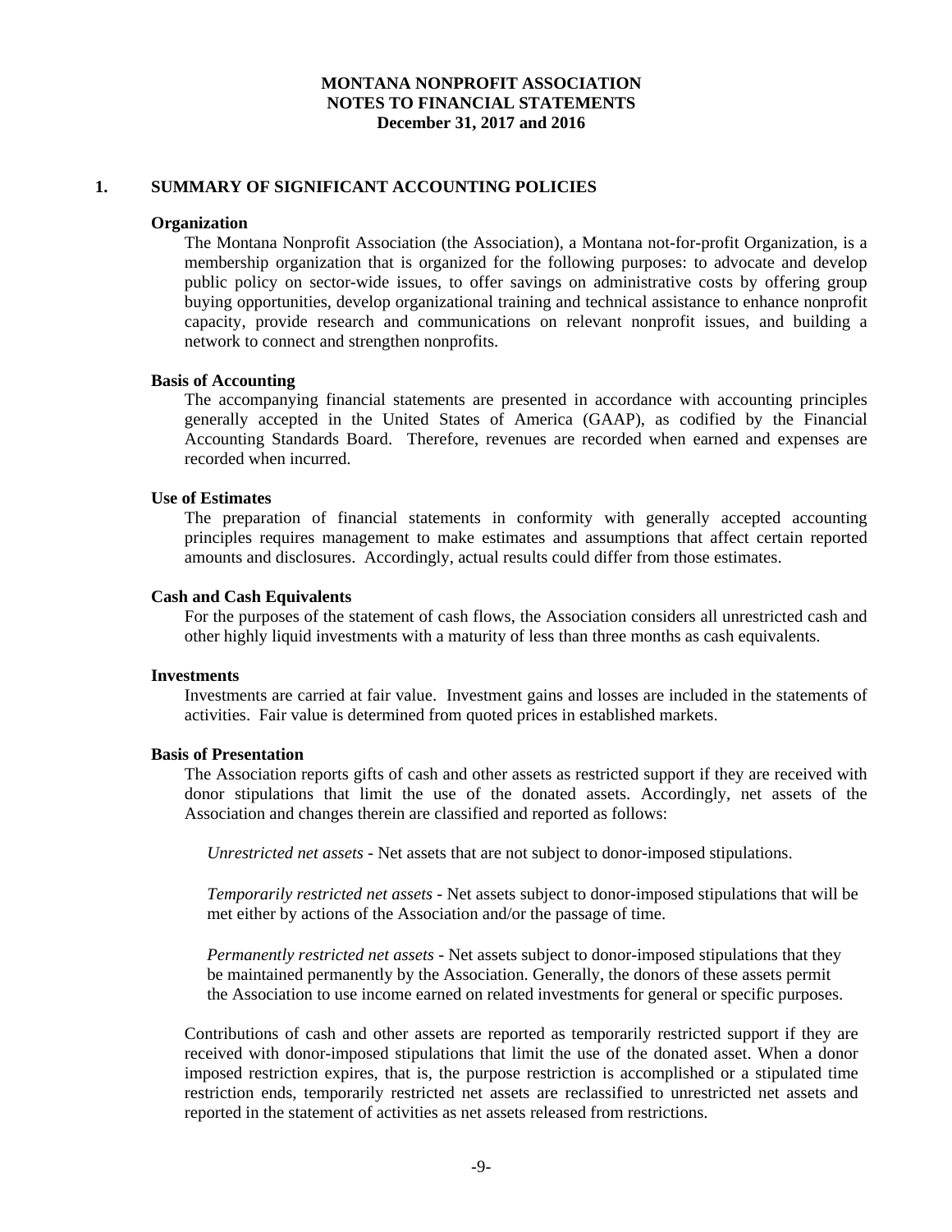# MONTANA NONPROFIT ASSOCIATION
## NOTES TO FINANCIAL STATEMENTS
### December 31, 2017 and 2016

## 1. SUMMARY OF SIGNIFICANT ACCOUNTING POLICIES

**Organization**

The Montana Nonprofit Association (the Association), a Montana not-for-profit Organization, is a membership organization that is organized for the following purposes: to advocate and develop public policy on sector-wide issues, to offer savings on administrative costs by offering group buying opportunities, develop organizational training and technical assistance to enhance nonprofit capacity, provide research and communications on relevant nonprofit issues, and building a network to connect and strengthen nonprofits.

**Basis of Accounting**

The accompanying financial statements are presented in accordance with accounting principles generally accepted in the United States of America (GAAP), as codified by the Financial Accounting Standards Board. Therefore, revenues are recorded when earned and expenses are recorded when incurred.

**Use of Estimates**

The preparation of financial statements in conformity with generally accepted accounting principles requires management to make estimates and assumptions that affect certain reported amounts and disclosures. Accordingly, actual results could differ from those estimates.

**Cash and Cash Equivalents**

For the purposes of the statement of cash flows, the Association considers all unrestricted cash and other highly liquid investments with a maturity of less than three months as cash equivalents.

**Investments**

Investments are carried at fair value. Investment gains and losses are included in the statements of activities. Fair value is determined from quoted prices in established markets.

**Basis of Presentation**

The Association reports gifts of cash and other assets as restricted support if they are received with donor stipulations that limit the use of the donated assets. Accordingly, net assets of the Association and changes therein are classified and reported as follows:

*Unrestricted net assets* - Net assets that are not subject to donor-imposed stipulations.

*Temporarily restricted net assets* - Net assets subject to donor-imposed stipulations that will be met either by actions of the Association and/or the passage of time.

*Permanently restricted net assets* - Net assets subject to donor-imposed stipulations that they be maintained permanently by the Association. Generally, the donors of these assets permit the Association to use income earned on related investments for general or specific purposes.

Contributions of cash and other assets are reported as temporarily restricted support if they are received with donor-imposed stipulations that limit the use of the donated asset. When a donor imposed restriction expires, that is, the purpose restriction is accomplished or a stipulated time restriction ends, temporarily restricted net assets are reclassified to unrestricted net assets and reported in the statement of activities as net assets released from restrictions.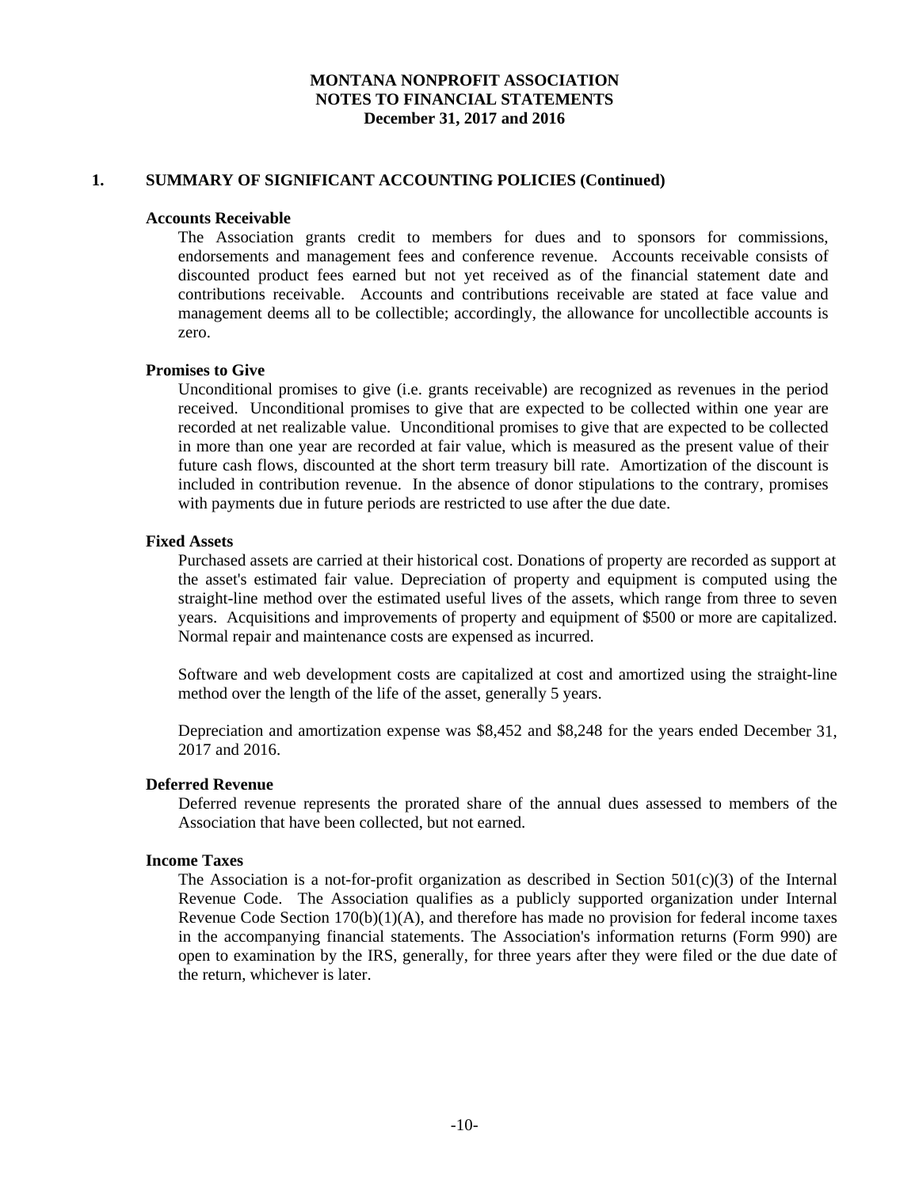**MONTANA NONPROFIT ASSOCIATION**
**NOTES TO FINANCIAL STATEMENTS**
**December 31, 2017 and 2016**

## 1. SUMMARY OF SIGNIFICANT ACCOUNTING POLICIES (Continued)

### Accounts Receivable

The Association grants credit to members for dues and to sponsors for commissions, endorsements and management fees and conference revenue. Accounts receivable consists of discounted product fees earned but not yet received as of the financial statement date and contributions receivable. Accounts and contributions receivable are stated at face value and management deems all to be collectible; accordingly, the allowance for uncollectible accounts is zero.

### Promises to Give

Unconditional promises to give (i.e. grants receivable) are recognized as revenues in the period received. Unconditional promises to give that are expected to be collected within one year are recorded at net realizable value. Unconditional promises to give that are expected to be collected in more than one year are recorded at fair value, which is measured as the present value of their future cash flows, discounted at the short term treasury bill rate. Amortization of the discount is included in contribution revenue. In the absence of donor stipulations to the contrary, promises with payments due in future periods are restricted to use after the due date.

### Fixed Assets

Purchased assets are carried at their historical cost. Donations of property are recorded as support at the asset's estimated fair value. Depreciation of property and equipment is computed using the straight-line method over the estimated useful lives of the assets, which range from three to seven years. Acquisitions and improvements of property and equipment of $500 or more are capitalized. Normal repair and maintenance costs are expensed as incurred.

Software and web development costs are capitalized at cost and amortized using the straight-line method over the length of the life of the asset, generally 5 years.

Depreciation and amortization expense was $8,452 and $8,248 for the years ended December 31, 2017 and 2016.

### Deferred Revenue

Deferred revenue represents the prorated share of the annual dues assessed to members of the Association that have been collected, but not earned.

### Income Taxes

The Association is a not-for-profit organization as described in Section 501(c)(3) of the Internal Revenue Code. The Association qualifies as a publicly supported organization under Internal Revenue Code Section 170(b)(1)(A), and therefore has made no provision for federal income taxes in the accompanying financial statements. The Association's information returns (Form 990) are open to examination by the IRS, generally, for three years after they were filed or the due date of the return, whichever is later.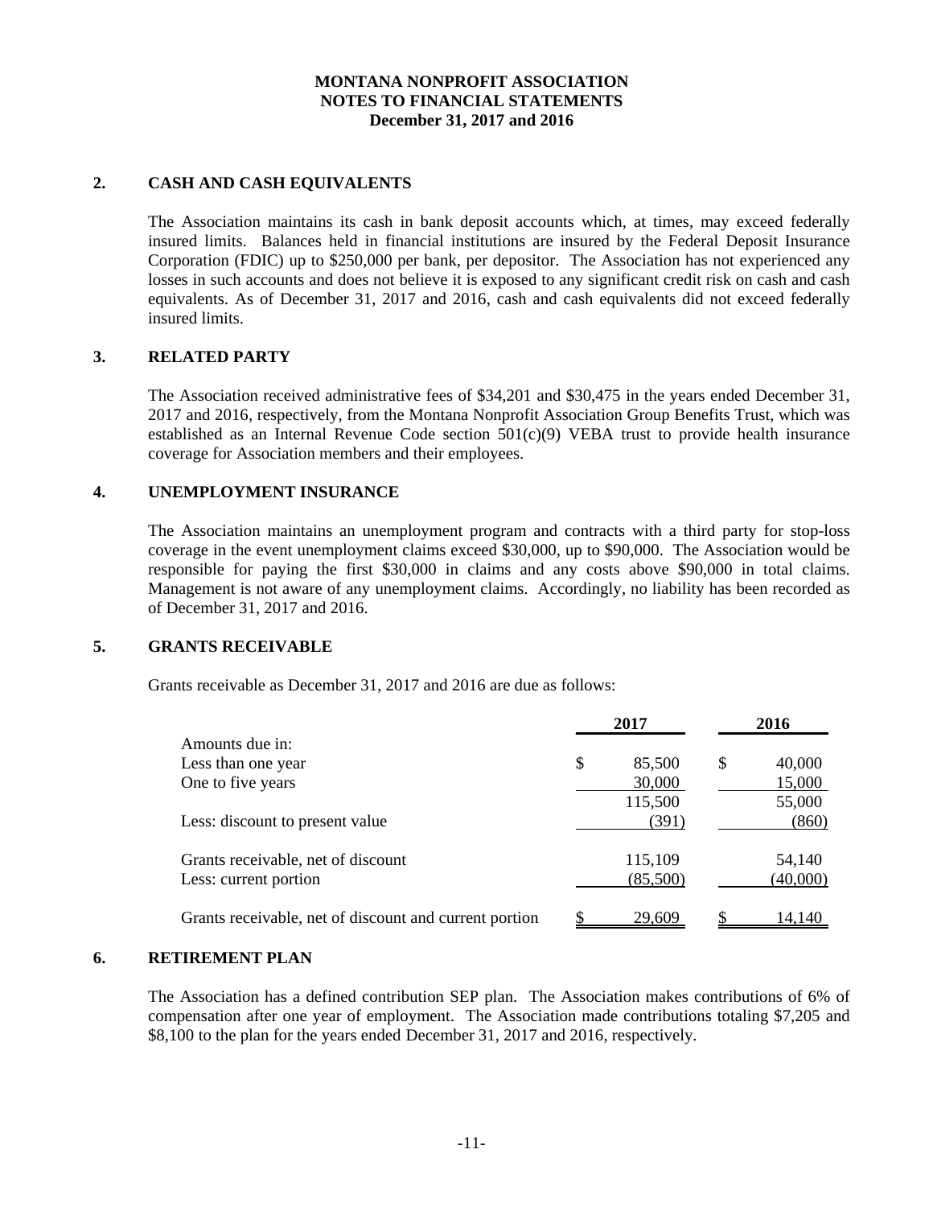**MONTANA NONPROFIT ASSOCIATION**
**NOTES TO FINANCIAL STATEMENTS**
**December 31, 2017 and 2016**

## 2. CASH AND CASH EQUIVALENTS

The Association maintains its cash in bank deposit accounts which, at times, may exceed federally insured limits. Balances held in financial institutions are insured by the Federal Deposit Insurance Corporation (FDIC) up to \$250,000 per bank, per depositor. The Association has not experienced any losses in such accounts and does not believe it is exposed to any significant credit risk on cash and cash equivalents. As of December 31, 2017 and 2016, cash and cash equivalents did not exceed federally insured limits.

## 3. RELATED PARTY

The Association received administrative fees of \$34,201 and \$30,475 in the years ended December 31, 2017 and 2016, respectively, from the Montana Nonprofit Association Group Benefits Trust, which was established as an Internal Revenue Code section 501(c)(9) VEBA trust to provide health insurance coverage for Association members and their employees.

## 4. UNEMPLOYMENT INSURANCE

The Association maintains an unemployment program and contracts with a third party for stop-loss coverage in the event unemployment claims exceed \$30,000, up to \$90,000. The Association would be responsible for paying the first \$30,000 in claims and any costs above \$90,000 in total claims. Management is not aware of any unemployment claims. Accordingly, no liability has been recorded as of December 31, 2017 and 2016.

## 5. GRANTS RECEIVABLE

Grants receivable as December 31, 2017 and 2016 are due as follows:

| | 2017 | 2016 |
|---|---|---|
| Amounts due in: | | |
| Less than one year | \$ 85,500 | \$ 40,000 |
| One to five years | 30,000 | 15,000 |
| | 115,500 | 55,000 |
| Less: discount to present value | (391) | (860) |
| Grants receivable, net of discount | 115,109 | 54,140 |
| Less: current portion | (85,500) | (40,000) |
| Grants receivable, net of discount and current portion | \$ 29,609 | \$ 14,140 |

## 6. RETIREMENT PLAN

The Association has a defined contribution SEP plan. The Association makes contributions of 6% of compensation after one year of employment. The Association made contributions totaling \$7,205 and \$8,100 to the plan for the years ended December 31, 2017 and 2016, respectively.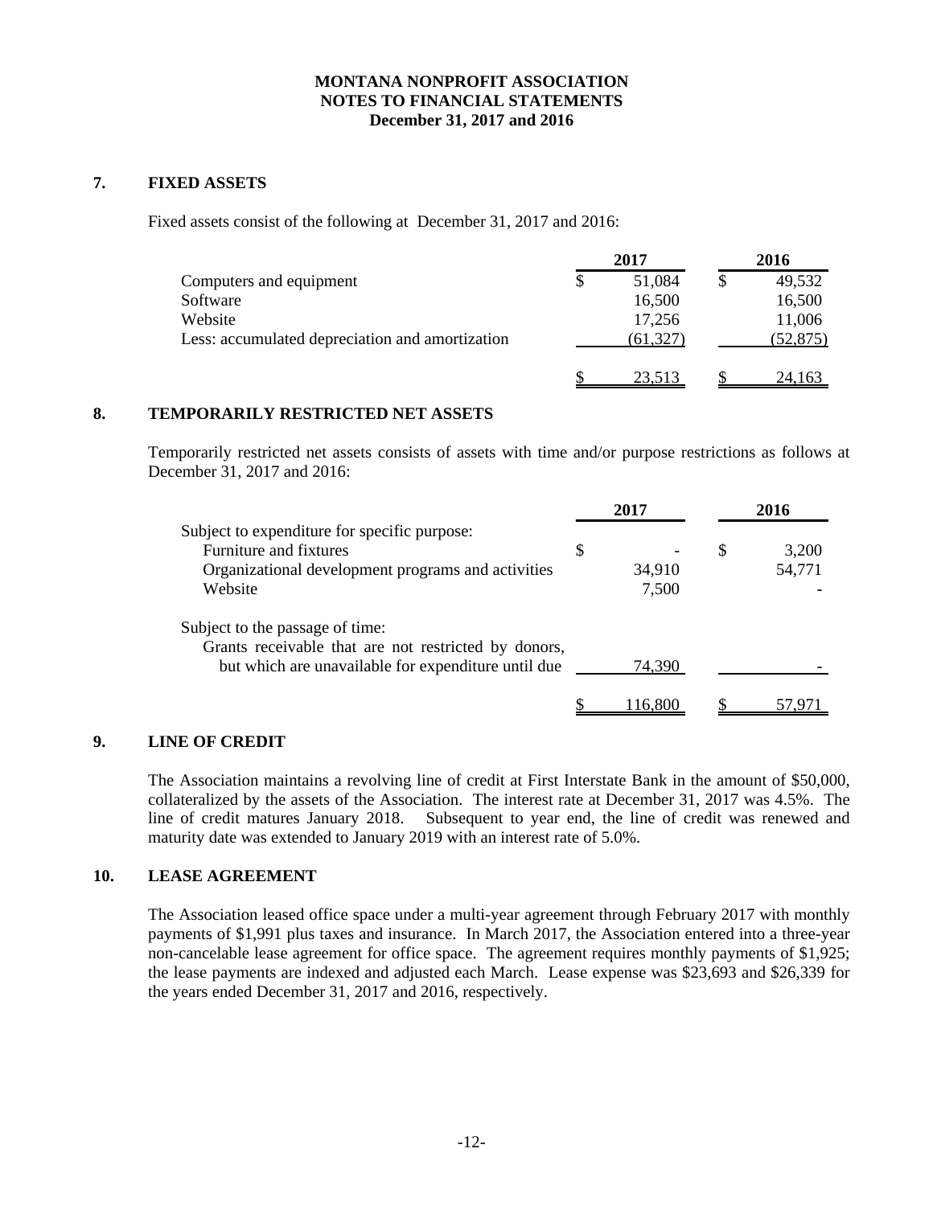**MONTANA NONPROFIT ASSOCIATION**
**NOTES TO FINANCIAL STATEMENTS**
**December 31, 2017 and 2016**

## 7. FIXED ASSETS

Fixed assets consist of the following at December 31, 2017 and 2016:

| | 2017 | 2016 |
|---|---|---|
| Computers and equipment | $ 51,084 | $ 49,532 |
| Software | 16,500 | 16,500 |
| Website | 17,256 | 11,006 |
| Less: accumulated depreciation and amortization | (61,327) | (52,875) |
| | $ 23,513 | $ 24,163 |

## 8. TEMPORARILY RESTRICTED NET ASSETS

Temporarily restricted net assets consists of assets with time and/or purpose restrictions as follows at December 31, 2017 and 2016:

| | 2017 | 2016 |
|---|---|---|
| Subject to expenditure for specific purpose: | | |
| Furniture and fixtures | $ - | $ 3,200 |
| Organizational development programs and activities | 34,910 | 54,771 |
| Website | 7,500 | - |
| Subject to the passage of time: | | |
| Grants receivable that are not restricted by donors, but which are unavailable for expenditure until due | 74,390 | - |
| | $ 116,800 | $ 57,971 |

## 9. LINE OF CREDIT

The Association maintains a revolving line of credit at First Interstate Bank in the amount of $50,000, collateralized by the assets of the Association. The interest rate at December 31, 2017 was 4.5%. The line of credit matures January 2018. Subsequent to year end, the line of credit was renewed and maturity date was extended to January 2019 with an interest rate of 5.0%.

## 10. LEASE AGREEMENT

The Association leased office space under a multi-year agreement through February 2017 with monthly payments of $1,991 plus taxes and insurance. In March 2017, the Association entered into a three-year non-cancelable lease agreement for office space. The agreement requires monthly payments of $1,925; the lease payments are indexed and adjusted each March. Lease expense was $23,693 and $26,339 for the years ended December 31, 2017 and 2016, respectively.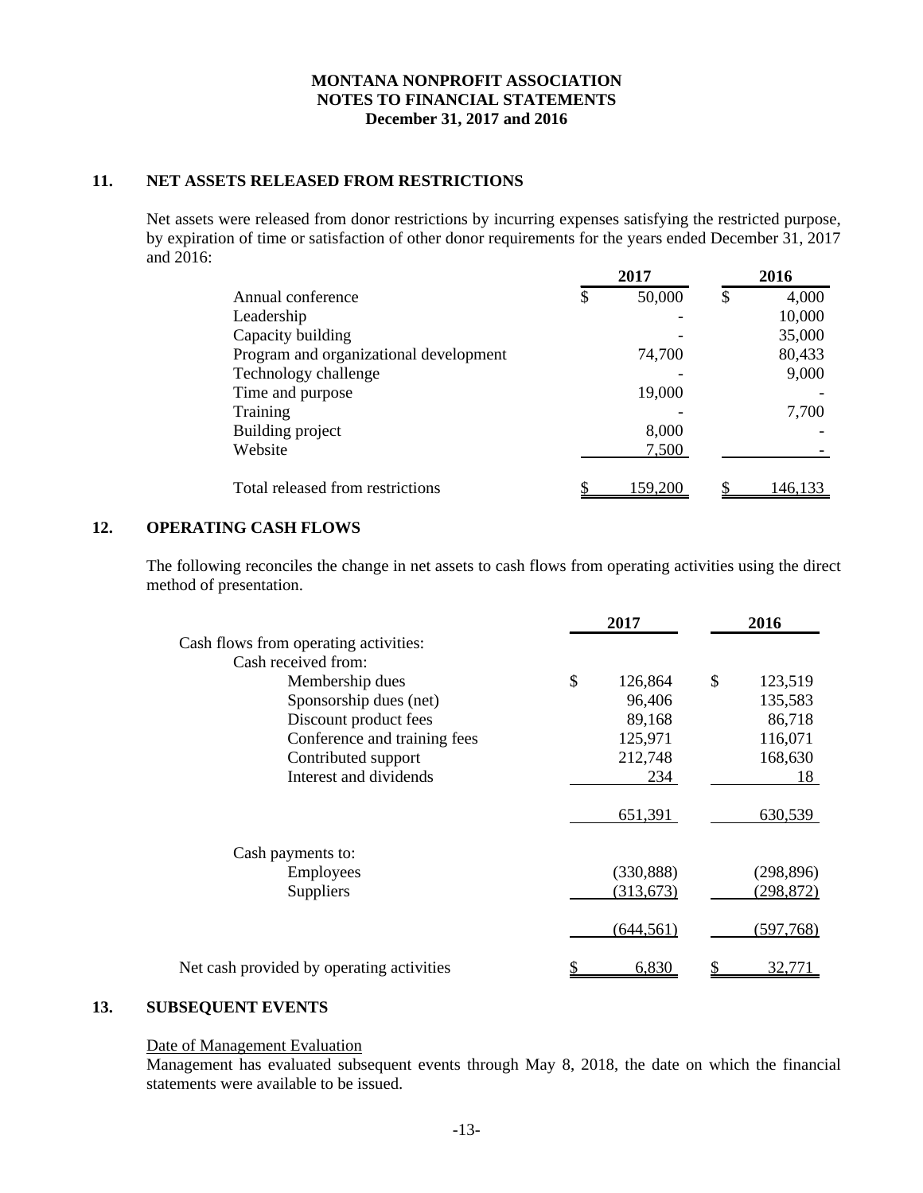**MONTANA NONPROFIT ASSOCIATION**
**NOTES TO FINANCIAL STATEMENTS**
**December 31, 2017 and 2016**

## 11. NET ASSETS RELEASED FROM RESTRICTIONS

Net assets were released from donor restrictions by incurring expenses satisfying the restricted purpose, by expiration of time or satisfaction of other donor requirements for the years ended December 31, 2017 and 2016:

| | 2017 | 2016 |
|---|---|---|
| Annual conference | $ 50,000 | $ 4,000 |
| Leadership | - | 10,000 |
| Capacity building | - | 35,000 |
| Program and organizational development | 74,700 | 80,433 |
| Technology challenge | - | 9,000 |
| Time and purpose | 19,000 | - |
| Training | - | 7,700 |
| Building project | 8,000 | - |
| Website | 7,500 | - |
| Total released from restrictions | $ 159,200 | $ 146,133 |

## 12. OPERATING CASH FLOWS

The following reconciles the change in net assets to cash flows from operating activities using the direct method of presentation.

| | 2017 | 2016 |
|---|---|---|
| Cash flows from operating activities: | | |
| Cash received from: | | |
| Membership dues | $ 126,864 | $ 123,519 |
| Sponsorship dues (net) | 96,406 | 135,583 |
| Discount product fees | 89,168 | 86,718 |
| Conference and training fees | 125,971 | 116,071 |
| Contributed support | 212,748 | 168,630 |
| Interest and dividends | 234 | 18 |
| | 651,391 | 630,539 |
| Cash payments to: | | |
| Employees | (330,888) | (298,896) |
| Suppliers | (313,673) | (298,872) |
| | (644,561) | (597,768) |
| Net cash provided by operating activities | $ 6,830 | $ 32,771 |

## 13. SUBSEQUENT EVENTS

Date of Management Evaluation

Management has evaluated subsequent events through May 8, 2018, the date on which the financial statements were available to be issued.